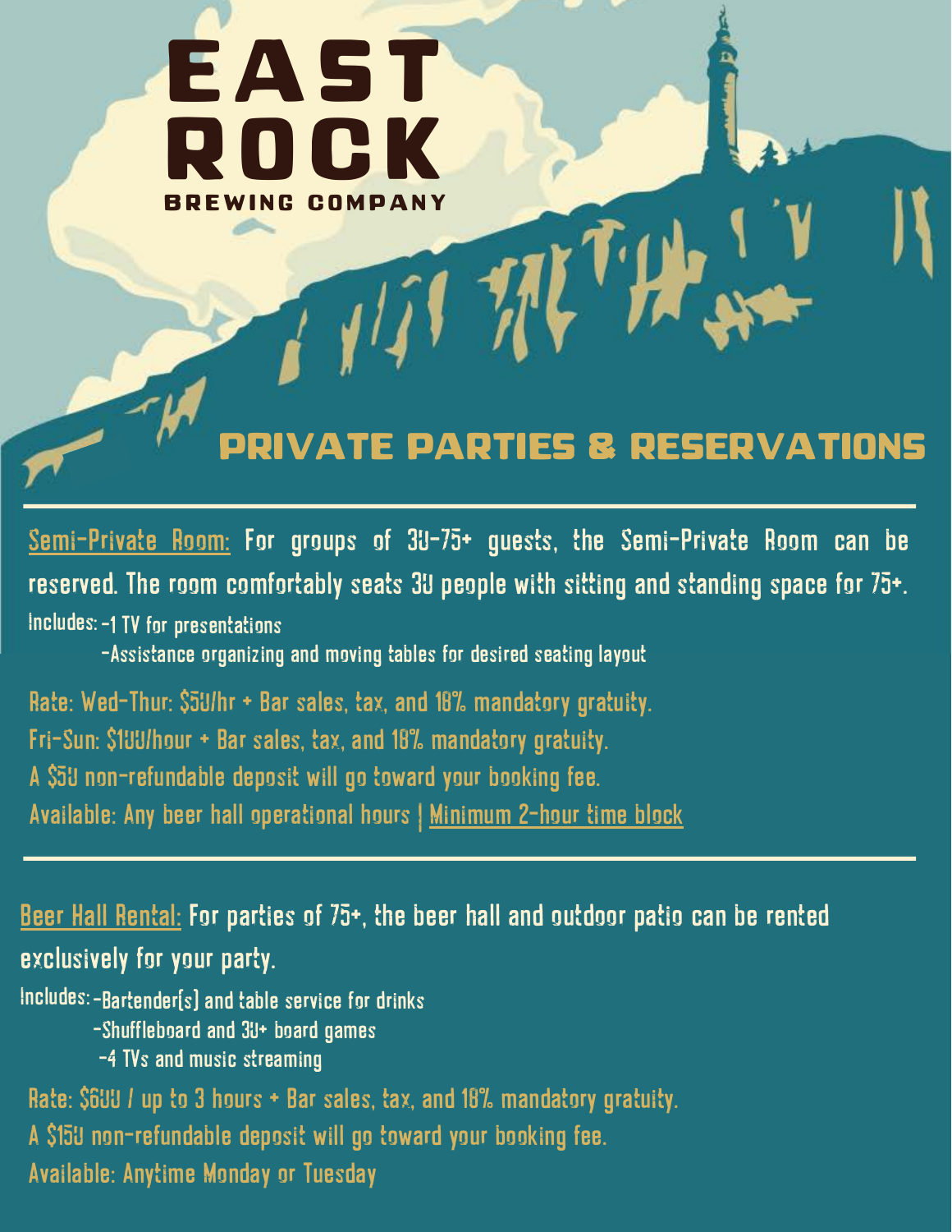# EAST ROCK

## BREWING COMPANY

## PRIVATE PARTIES & RESERVATIONS

---

Semi-Private Room: For groups of 30-75+ guests, the Semi-Private Room can be reserved. The room comfortably seats 30 people with sitting and standing space for 75+.

Includes:
- 1 TV for presentations
- Assistance organizing and moving tables for desired seating layout

Rate: Wed-Thur: $50/hr + Bar sales, tax, and 18% mandatory gratuity.

Fri-Sun: $100/hour + Bar sales, tax, and 18% mandatory gratuity.

A $50 non-refundable deposit will go toward your booking fee.

Available: Any beer hall operational hours | Minimum 2-hour time block

---

Beer Hall Rental: For parties of 75+, the beer hall and outdoor patio can be rented exclusively for your party.

Includes:
- Bartender(s) and table service for drinks
- Shuffleboard and 30+ board games
- 4 TVs and music streaming

Rate: $600 / up to 3 hours + Bar sales, tax, and 18% mandatory gratuity.

A $150 non-refundable deposit will go toward your booking fee.

Available: Anytime Monday or Tuesday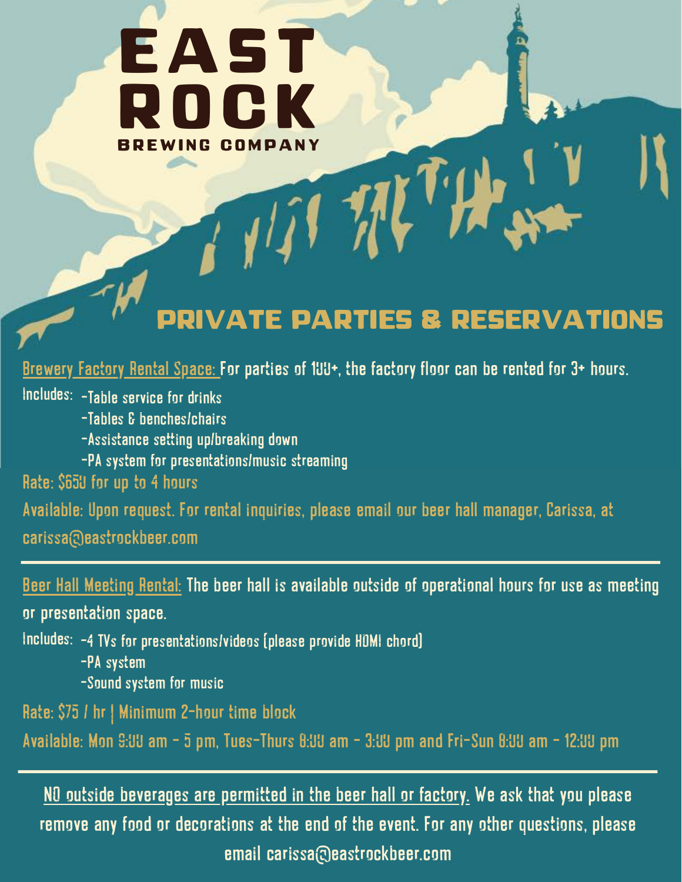# EAST ROCK

BREWING COMPANY

## PRIVATE PARTIES & RESERVATIONS

Brewery Factory Rental Space: For parties of 100+, the factory floor can be rented for 3+ hours.

Includes:
- Table service for drinks
- Tables & benches/chairs
- Assistance setting up/breaking down
- PA system for presentations/music streaming

Rate: $650 for up to 4 hours

Available: Upon request. For rental inquiries, please email our beer hall manager, Carissa, at carissa@eastrockbeer.com

---

Beer Hall Meeting Rental: The beer hall is available outside of operational hours for use as meeting or presentation space.

Includes:
- 4 TVs for presentations/videos (please provide HDMI chord)
- PA system
- Sound system for music

Rate: $75 / hr | Minimum 2-hour time block

Available: Mon 9:00 am - 5 pm, Tues-Thurs 8:00 am - 3:00 pm and Fri-Sun 8:00 am - 12:00 pm

---

NO outside beverages are permitted in the beer hall or factory. We ask that you please remove any food or decorations at the end of the event. For any other questions, please email carissa@eastrockbeer.com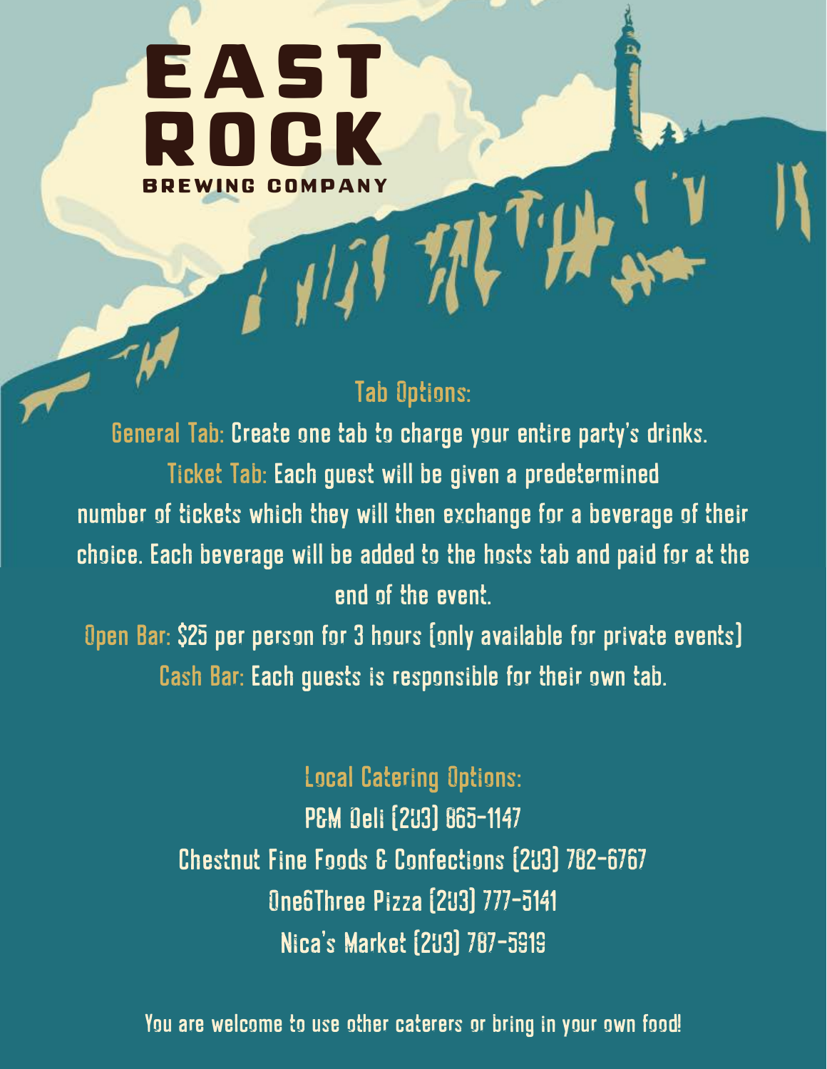# EAST ROCK

BREWING COMPANY

## Tab Options:

**General Tab:** Create one tab to charge your entire party's drinks.

**Ticket Tab:** Each guest will be given a predetermined number of tickets which they will then exchange for a beverage of their choice. Each beverage will be added to the hosts tab and paid for at the end of the event.

**Open Bar:** $25 per person for 3 hours (only available for private events)

**Cash Bar:** Each guests is responsible for their own tab.

## Local Catering Options:

P&M Deli (203) 865-1147

Chestnut Fine Foods & Confections (203) 782-6767

One6Three Pizza (203) 777-5141

Nica's Market (203) 787-5919

You are welcome to use other caterers or bring in your own food!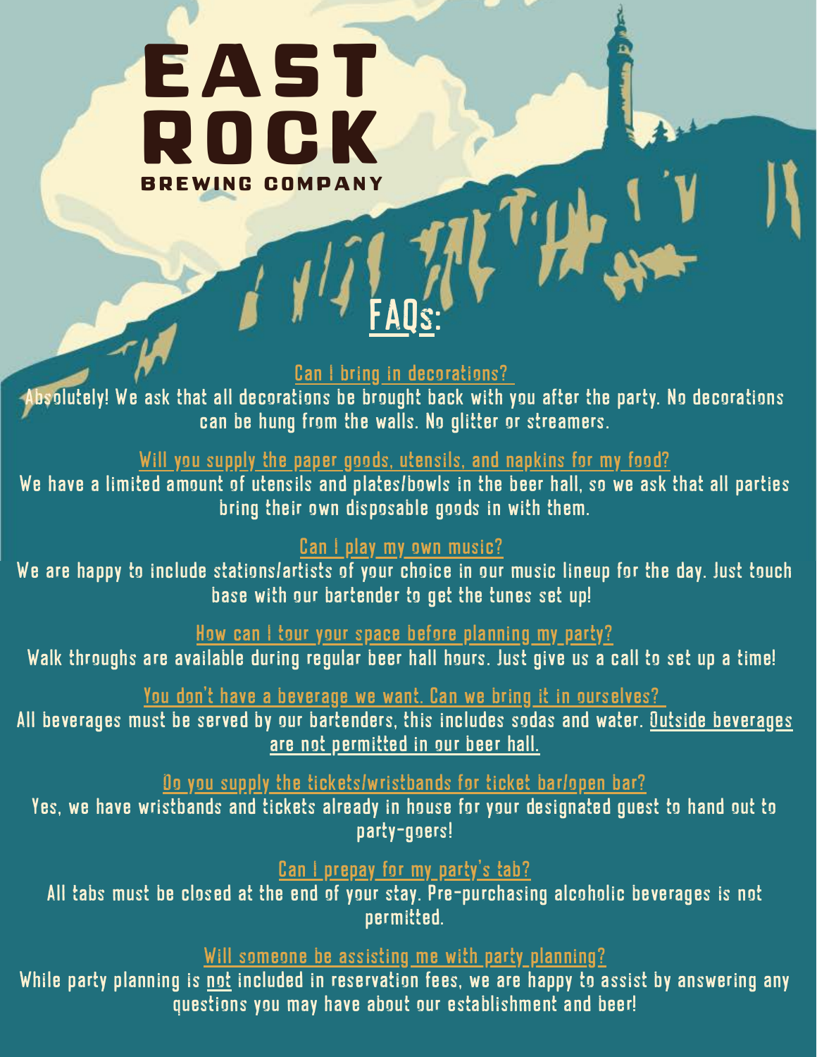# EAST ROCK

BREWING COMPANY

## FAQs:

### Can I bring in decorations?

Absolutely! We ask that all decorations be brought back with you after the party. No decorations can be hung from the walls. No glitter or streamers.

### Will you supply the paper goods, utensils, and napkins for my food?

We have a limited amount of utensils and plates/bowls in the beer hall, so we ask that all parties bring their own disposable goods in with them.

### Can I play my own music?

We are happy to include stations/artists of your choice in our music lineup for the day. Just touch base with our bartender to get the tunes set up!

### How can I tour your space before planning my party?

Walk throughs are available during regular beer hall hours. Just give us a call to set up a time!

### You don't have a beverage we want. Can we bring it in ourselves?

All beverages must be served by our bartenders, this includes sodas and water. Outside beverages are not permitted in our beer hall.

### Do you supply the tickets/wristbands for ticket bar/open bar?

Yes, we have wristbands and tickets already in house for your designated guest to hand out to party-goers!

### Can I prepay for my party's tab?

All tabs must be closed at the end of your stay. Pre-purchasing alcoholic beverages is not permitted.

### Will someone be assisting me with party planning?

While party planning is not included in reservation fees, we are happy to assist by answering any questions you may have about our establishment and beer!